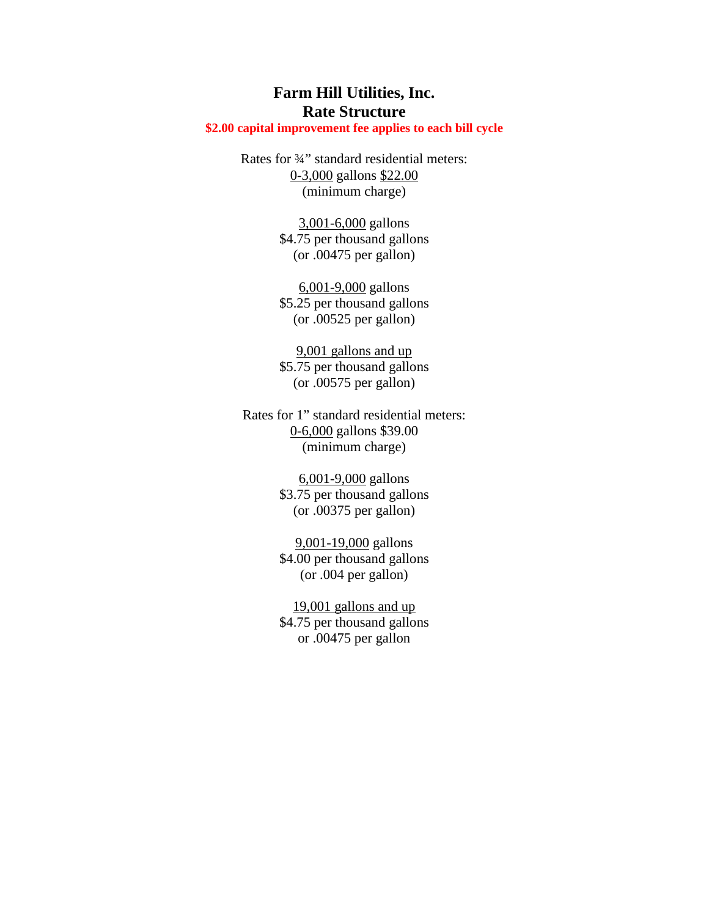# Farm Hill Utilities, Inc.
# Rate Structure

**$2.00 capital improvement fee applies to each bill cycle**

Rates for ¾" standard residential meters:

0-3,000 gallons $22.00
(minimum charge)

3,001-6,000 gallons
$4.75 per thousand gallons
(or .00475 per gallon)

6,001-9,000 gallons
$5.25 per thousand gallons
(or .00525 per gallon)

9,001 gallons and up
$5.75 per thousand gallons
(or .00575 per gallon)

Rates for 1" standard residential meters:

0-6,000 gallons $39.00
(minimum charge)

6,001-9,000 gallons
$3.75 per thousand gallons
(or .00375 per gallon)

9,001-19,000 gallons
$4.00 per thousand gallons
(or .004 per gallon)

19,001 gallons and up
$4.75 per thousand gallons
or .00475 per gallon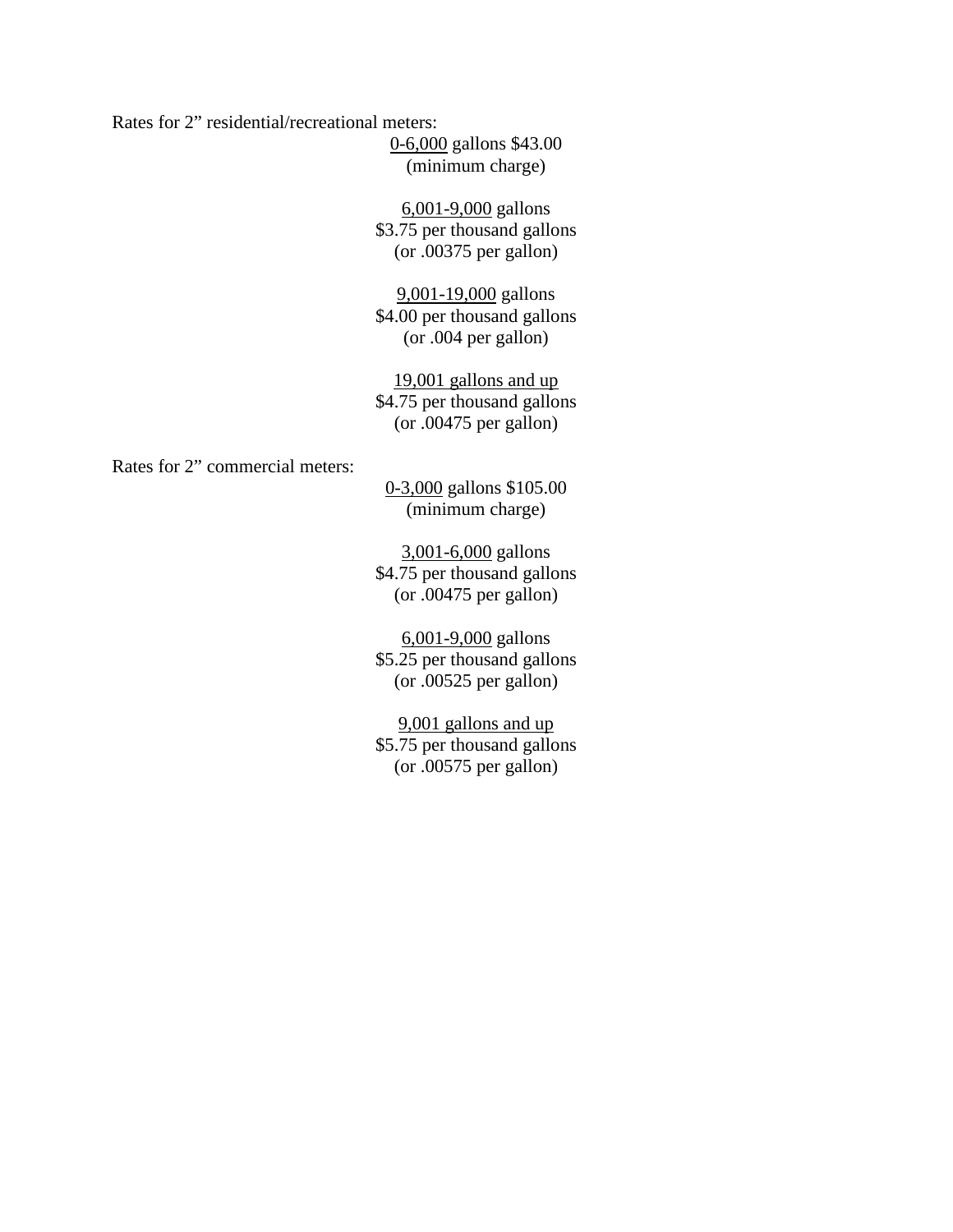Rates for 2” residential/recreational meters:

0-6,000 gallons $43.00
(minimum charge)

6,001-9,000 gallons
$3.75 per thousand gallons
(or .00375 per gallon)

9,001-19,000 gallons
$4.00 per thousand gallons
(or .004 per gallon)

19,001 gallons and up
$4.75 per thousand gallons
(or .00475 per gallon)

Rates for 2” commercial meters:

0-3,000 gallons $105.00
(minimum charge)

3,001-6,000 gallons
$4.75 per thousand gallons
(or .00475 per gallon)

6,001-9,000 gallons
$5.25 per thousand gallons
(or .00525 per gallon)

9,001 gallons and up
$5.75 per thousand gallons
(or .00575 per gallon)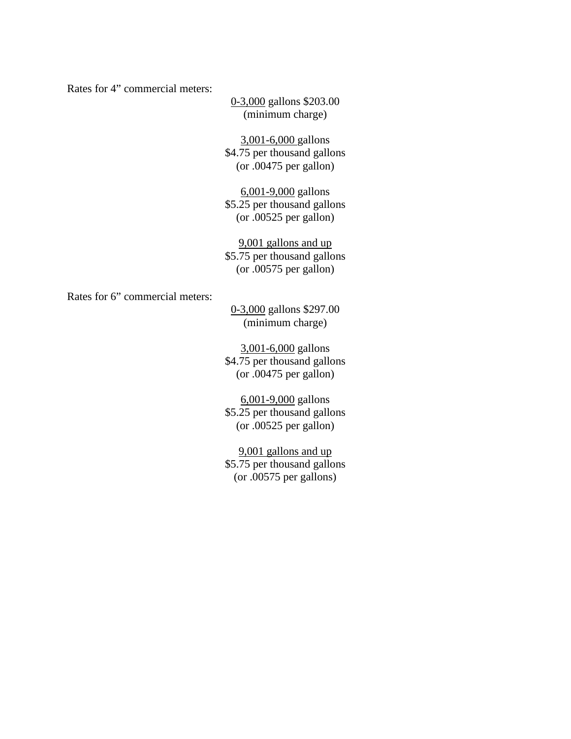Rates for 4” commercial meters:

<u>0-3,000</u> gallons $203.00
(minimum charge)

<u>3,001-6,000</u> gallons
$4.75 per thousand gallons
(or .00475 per gallon)

<u>6,001-9,000</u> gallons
$5.25 per thousand gallons
(or .00525 per gallon)

<u>9,001 gallons and up</u>
$5.75 per thousand gallons
(or .00575 per gallon)

Rates for 6” commercial meters:

<u>0-3,000</u> gallons $297.00
(minimum charge)

<u>3,001-6,000</u> gallons
$4.75 per thousand gallons
(or .00475 per gallon)

<u>6,001-9,000</u> gallons
$5.25 per thousand gallons
(or .00525 per gallon)

<u>9,001 gallons and up</u>
$5.75 per thousand gallons
(or .00575 per gallons)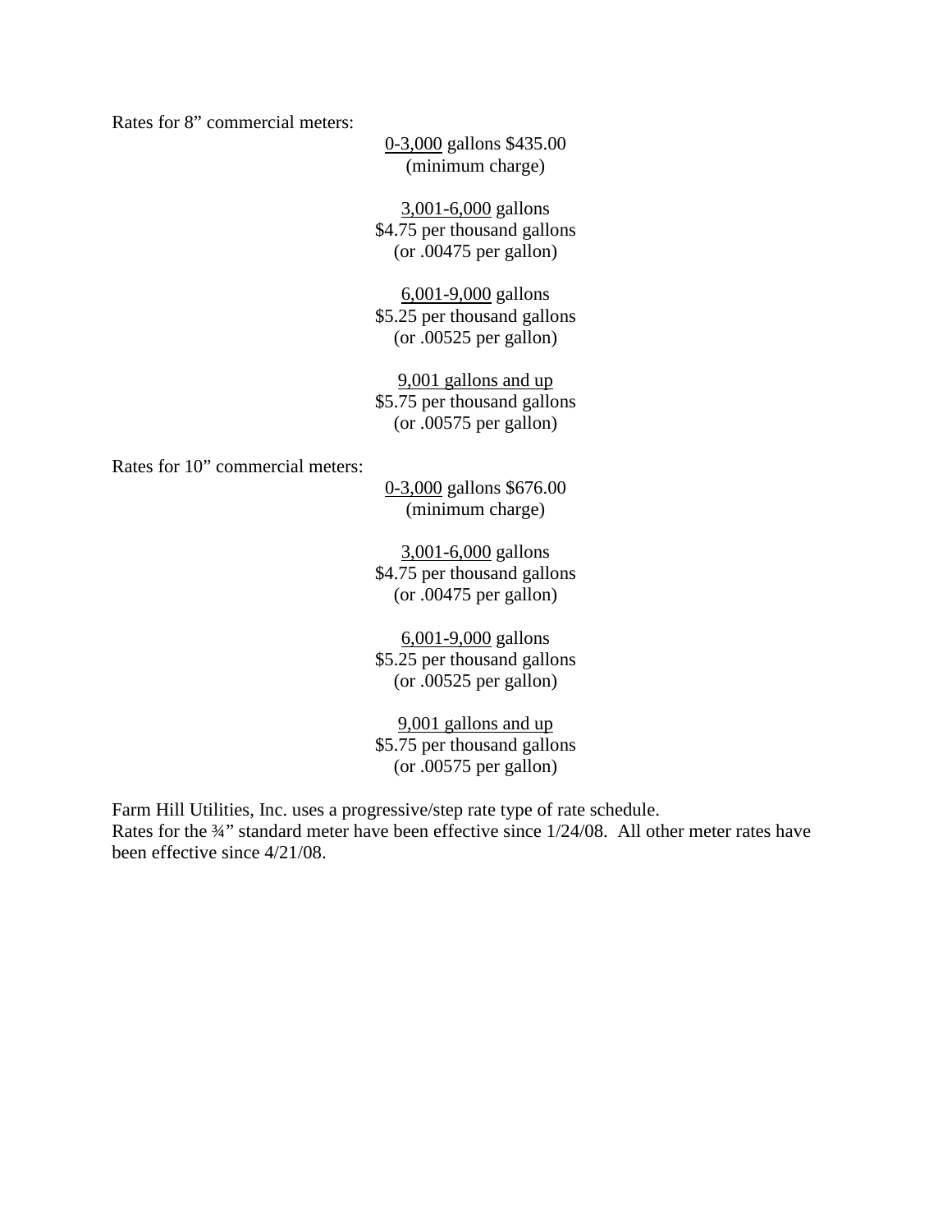Rates for 8" commercial meters:

<u>0-3,000</u> gallons $435.00
(minimum charge)

<u>3,001-6,000</u> gallons
$4.75 per thousand gallons
(or .00475 per gallon)

<u>6,001-9,000</u> gallons
$5.25 per thousand gallons
(or .00525 per gallon)

<u>9,001 gallons and up</u>
$5.75 per thousand gallons
(or .00575 per gallon)

Rates for 10" commercial meters:

<u>0-3,000</u> gallons $676.00
(minimum charge)

<u>3,001-6,000</u> gallons
$4.75 per thousand gallons
(or .00475 per gallon)

<u>6,001-9,000</u> gallons
$5.25 per thousand gallons
(or .00525 per gallon)

<u>9,001 gallons and up</u>
$5.75 per thousand gallons
(or .00575 per gallon)

Farm Hill Utilities, Inc. uses a progressive/step rate type of rate schedule.
Rates for the ¾" standard meter have been effective since 1/24/08. All other meter rates have been effective since 4/21/08.